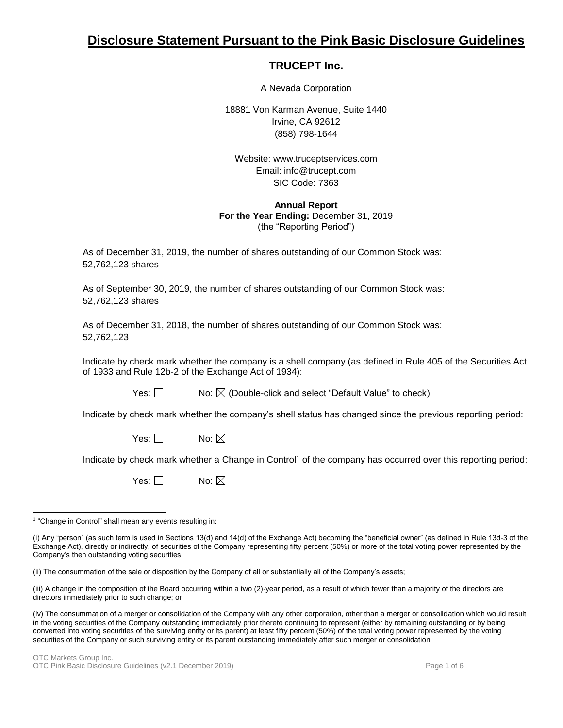# Disclosure Statement Pursuant to the Pink Basic Disclosure Guidelines

## TRUCEPT Inc.

A Nevada Corporation

18881 Von Karman Avenue, Suite 1440
Irvine, CA 92612
(858) 798-1644

Website: www.truceptservices.com
Email: info@trucept.com
SIC Code: 7363

**Annual Report**
**For the Year Ending:** December 31, 2019
(the "Reporting Period")

As of December 31, 2019, the number of shares outstanding of our Common Stock was:
52,762,123 shares

As of September 30, 2019, the number of shares outstanding of our Common Stock was:
52,762,123 shares

As of December 31, 2018, the number of shares outstanding of our Common Stock was:
52,762,123

Indicate by check mark whether the company is a shell company (as defined in Rule 405 of the Securities Act of 1933 and Rule 12b-2 of the Exchange Act of 1934):

Yes: ☐ No: ☒ (Double-click and select "Default Value" to check)

Indicate by check mark whether the company's shell status has changed since the previous reporting period:

Yes: ☐ No: ☒

Indicate by check mark whether a Change in Control[1] of the company has occurred over this reporting period:

Yes: ☐ No: ☒

---

[1] "Change in Control" shall mean any events resulting in:

(i) Any "person" (as such term is used in Sections 13(d) and 14(d) of the Exchange Act) becoming the "beneficial owner" (as defined in Rule 13d-3 of the Exchange Act), directly or indirectly, of securities of the Company representing fifty percent (50%) or more of the total voting power represented by the Company's then outstanding voting securities;

(ii) The consummation of the sale or disposition by the Company of all or substantially all of the Company's assets;

(iii) A change in the composition of the Board occurring within a two (2)-year period, as a result of which fewer than a majority of the directors are directors immediately prior to such change; or

(iv) The consummation of a merger or consolidation of the Company with any other corporation, other than a merger or consolidation which would result in the voting securities of the Company outstanding immediately prior thereto continuing to represent (either by remaining outstanding or by being converted into voting securities of the surviving entity or its parent) at least fifty percent (50%) of the total voting power represented by the voting securities of the Company or such surviving entity or its parent outstanding immediately after such merger or consolidation.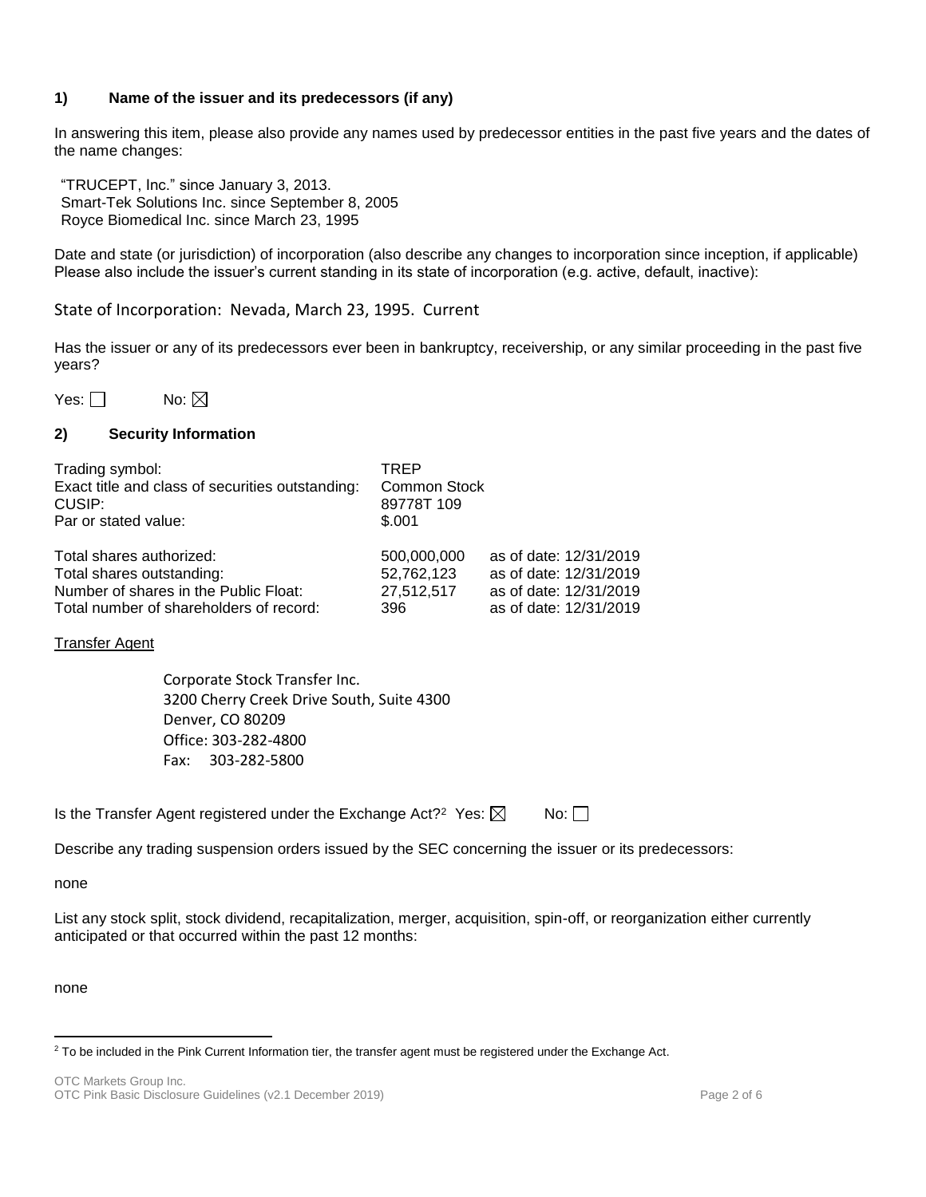## 1) Name of the issuer and its predecessors (if any)

In answering this item, please also provide any names used by predecessor entities in the past five years and the dates of the name changes:

"TRUCEPT, Inc." since January 3, 2013.
Smart-Tek Solutions Inc. since September 8, 2005
Royce Biomedical Inc. since March 23, 1995

Date and state (or jurisdiction) of incorporation (also describe any changes to incorporation since inception, if applicable) Please also include the issuer's current standing in its state of incorporation (e.g. active, default, inactive):

State of Incorporation: Nevada, March 23, 1995. Current

Has the issuer or any of its predecessors ever been in bankruptcy, receivership, or any similar proceeding in the past five years?

Yes: ☐ No: ☒

## 2) Security Information

| | | |
|---|---|---|
| Trading symbol: | TREP | |
| Exact title and class of securities outstanding: | Common Stock | |
| CUSIP: | 89778T 109 | |
| Par or stated value: | $.001 | |
| Total shares authorized: | 500,000,000 | as of date: 12/31/2019 |
| Total shares outstanding: | 52,762,123 | as of date: 12/31/2019 |
| Number of shares in the Public Float: | 27,512,517 | as of date: 12/31/2019 |
| Total number of shareholders of record: | 396 | as of date: 12/31/2019 |

Transfer Agent

Corporate Stock Transfer Inc.
3200 Cherry Creek Drive South, Suite 4300
Denver, CO 80209
Office: 303-282-4800
Fax: 303-282-5800

Is the Transfer Agent registered under the Exchange Act?[2] Yes: ☒ No: ☐

Describe any trading suspension orders issued by the SEC concerning the issuer or its predecessors:

none

List any stock split, stock dividend, recapitalization, merger, acquisition, spin-off, or reorganization either currently anticipated or that occurred within the past 12 months:

none

[2] To be included in the Pink Current Information tier, the transfer agent must be registered under the Exchange Act.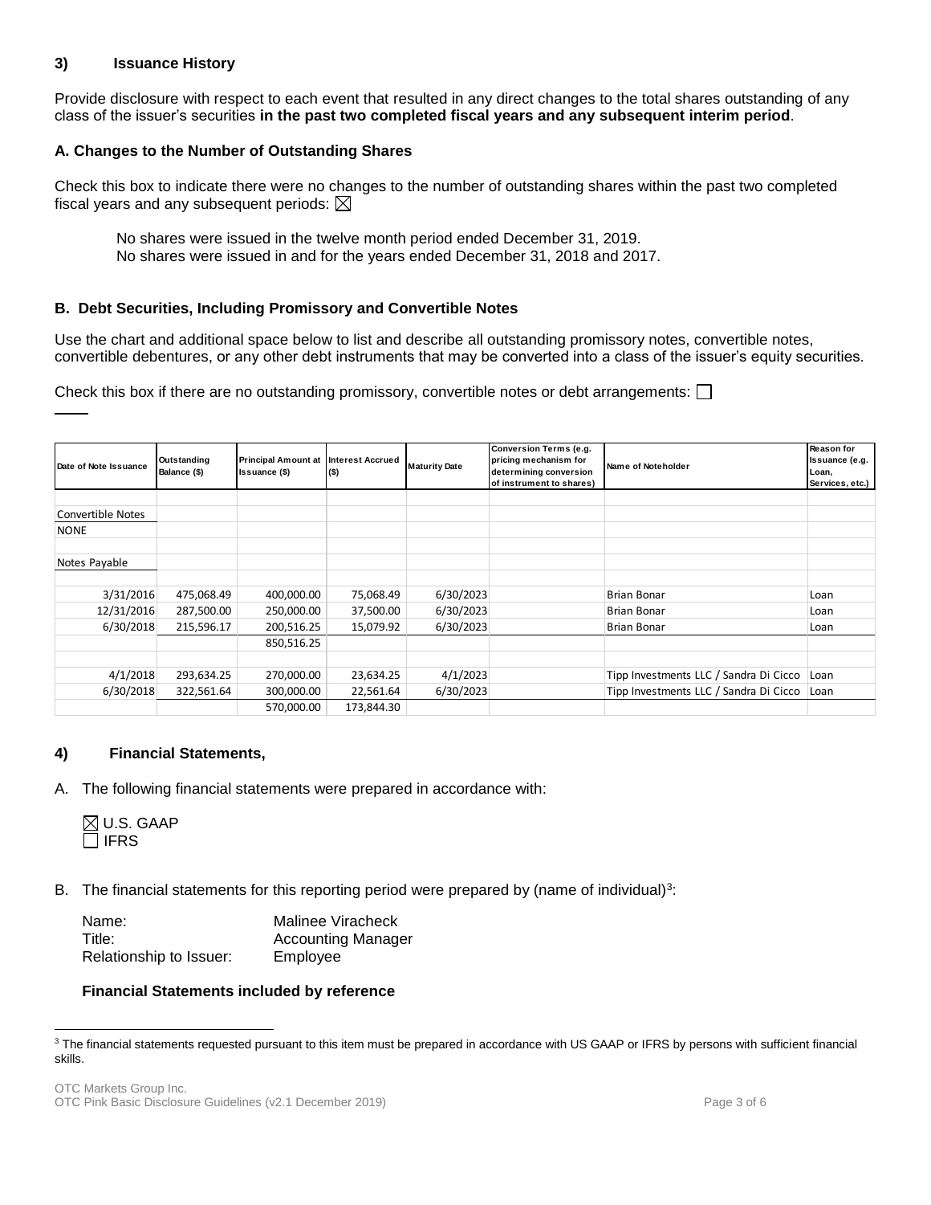### 3) Issuance History

Provide disclosure with respect to each event that resulted in any direct changes to the total shares outstanding of any class of the issuer's securities **in the past two completed fiscal years and any subsequent interim period**.

#### A. Changes to the Number of Outstanding Shares

Check this box to indicate there were no changes to the number of outstanding shares within the past two completed fiscal years and any subsequent periods: ☒

No shares were issued in the twelve month period ended December 31, 2019.
No shares were issued in and for the years ended December 31, 2018 and 2017.

#### B. Debt Securities, Including Promissory and Convertible Notes

Use the chart and additional space below to list and describe all outstanding promissory notes, convertible notes, convertible debentures, or any other debt instruments that may be converted into a class of the issuer's equity securities.

Check this box if there are no outstanding promissory, convertible notes or debt arrangements: ☐

| Date of Note Issuance | Outstanding Balance ($) | Principal Amount at Issuance ($) | Interest Accrued ($) | Maturity Date | Conversion Terms (e.g. pricing mechanism for determining conversion of instrument to shares) | Name of Noteholder | Reason for Issuance (e.g. Loan, Services, etc.) |
|---|---|---|---|---|---|---|---|
| Convertible Notes | | | | | | | |
| NONE | | | | | | | |
| | | | | | | | |
| Notes Payable | | | | | | | |
| | | | | | | | |
| 3/31/2016 | 475,068.49 | 400,000.00 | 75,068.49 | 6/30/2023 | | Brian Bonar | Loan |
| 12/31/2016 | 287,500.00 | 250,000.00 | 37,500.00 | 6/30/2023 | | Brian Bonar | Loan |
| 6/30/2018 | 215,596.17 | 200,516.25 | 15,079.92 | 6/30/2023 | | Brian Bonar | Loan |
| | | 850,516.25 | | | | | |
| | | | | | | | |
| 4/1/2018 | 293,634.25 | 270,000.00 | 23,634.25 | 4/1/2023 | | Tipp Investments LLC / Sandra Di Cicco | Loan |
| 6/30/2018 | 322,561.64 | 300,000.00 | 22,561.64 | 6/30/2023 | | Tipp Investments LLC / Sandra Di Cicco | Loan |
| | | 570,000.00 | 173,844.30 | | | | |

### 4) Financial Statements,

A. The following financial statements were prepared in accordance with:

☒ U.S. GAAP
☐ IFRS

B. The financial statements for this reporting period were prepared by (name of individual)[3]:

Name: Malinee Viracheck
Title: Accounting Manager
Relationship to Issuer: Employee

**Financial Statements included by reference**

[3] The financial statements requested pursuant to this item must be prepared in accordance with US GAAP or IFRS by persons with sufficient financial skills.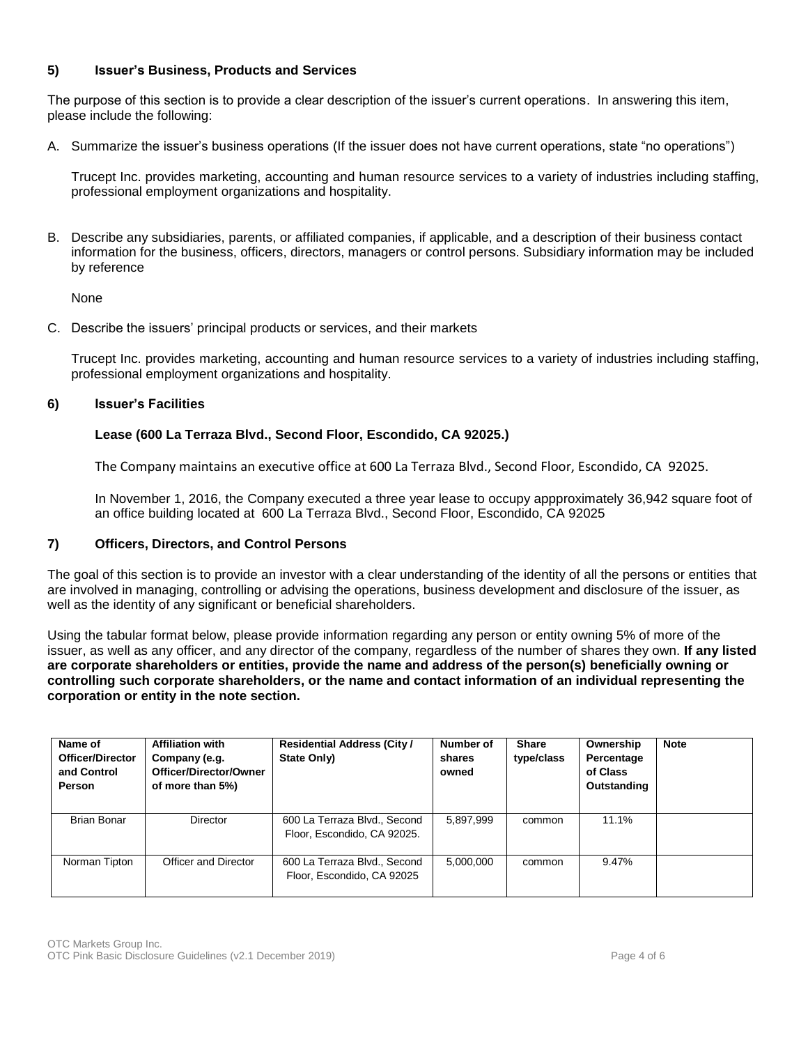## 5) Issuer's Business, Products and Services

The purpose of this section is to provide a clear description of the issuer's current operations. In answering this item, please include the following:

A. Summarize the issuer's business operations (If the issuer does not have current operations, state "no operations")

   Trucept Inc. provides marketing, accounting and human resource services to a variety of industries including staffing, professional employment organizations and hospitality.

B. Describe any subsidiaries, parents, or affiliated companies, if applicable, and a description of their business contact information for the business, officers, directors, managers or control persons. Subsidiary information may be included by reference

   None

C. Describe the issuers' principal products or services, and their markets

   Trucept Inc. provides marketing, accounting and human resource services to a variety of industries including staffing, professional employment organizations and hospitality.

## 6) Issuer's Facilities

### Lease (600 La Terraza Blvd., Second Floor, Escondido, CA 92025.)

The Company maintains an executive office at 600 La Terraza Blvd., Second Floor, Escondido, CA 92025.

In November 1, 2016, the Company executed a three year lease to occupy appproximately 36,942 square foot of an office building located at 600 La Terraza Blvd., Second Floor, Escondido, CA 92025

## 7) Officers, Directors, and Control Persons

The goal of this section is to provide an investor with a clear understanding of the identity of all the persons or entities that are involved in managing, controlling or advising the operations, business development and disclosure of the issuer, as well as the identity of any significant or beneficial shareholders.

Using the tabular format below, please provide information regarding any person or entity owning 5% of more of the issuer, as well as any officer, and any director of the company, regardless of the number of shares they own. **If any listed are corporate shareholders or entities, provide the name and address of the person(s) beneficially owning or controlling such corporate shareholders, or the name and contact information of an individual representing the corporation or entity in the note section.**

| Name of Officer/Director and Control Person | Affiliation with Company (e.g. Officer/Director/Owner of more than 5%) | Residential Address (City / State Only) | Number of shares owned | Share type/class | Ownership Percentage of Class Outstanding | Note |
|---|---|---|---|---|---|---|
| Brian Bonar | Director | 600 La Terraza Blvd., Second Floor, Escondido, CA 92025. | 5,897,999 | common | 11.1% | |
| Norman Tipton | Officer and Director | 600 La Terraza Blvd., Second Floor, Escondido, CA 92025 | 5,000,000 | common | 9.47% | |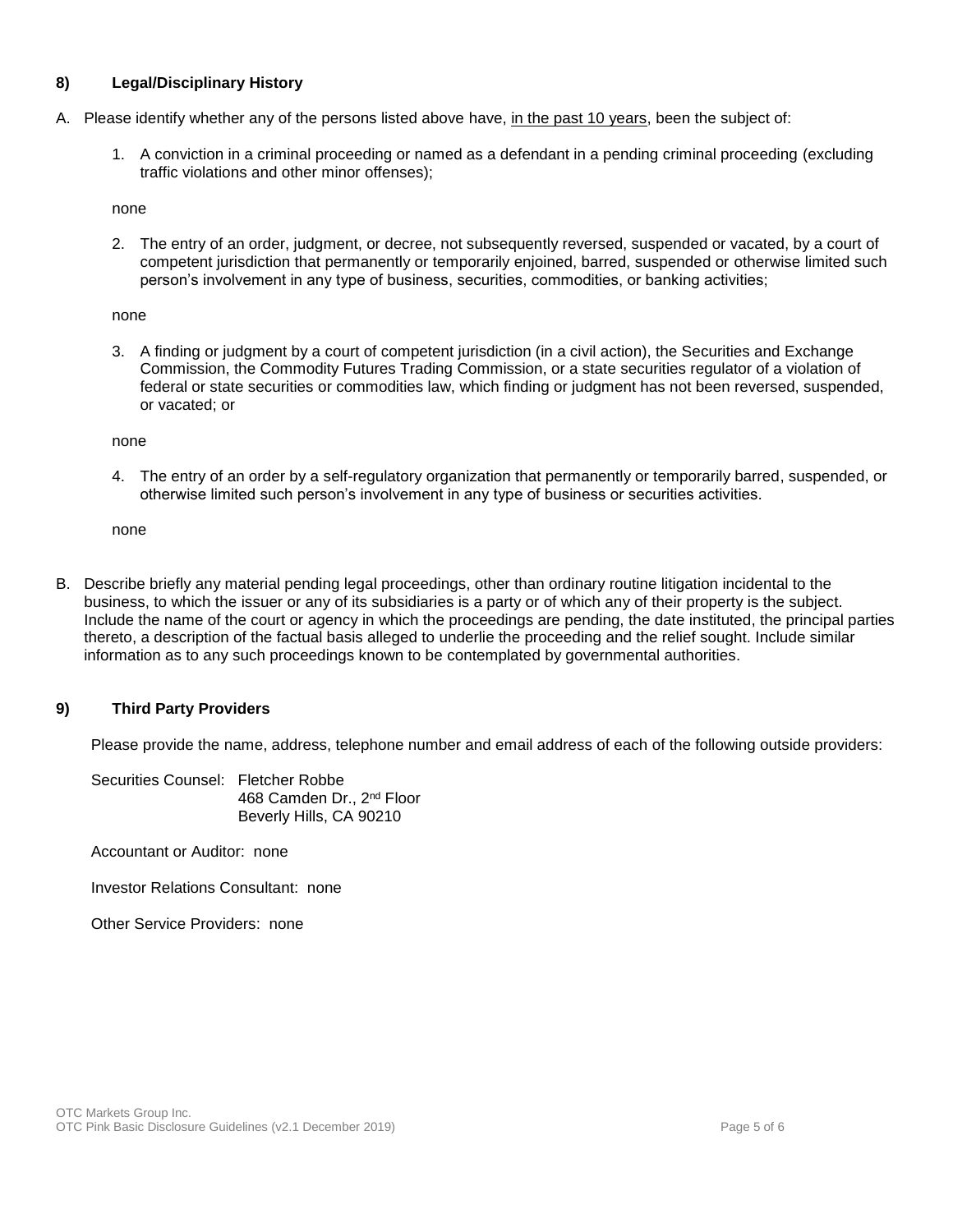## 8) Legal/Disciplinary History

A. Please identify whether any of the persons listed above have, in the past 10 years, been the subject of:

1. A conviction in a criminal proceeding or named as a defendant in a pending criminal proceeding (excluding traffic violations and other minor offenses);

   none

2. The entry of an order, judgment, or decree, not subsequently reversed, suspended or vacated, by a court of competent jurisdiction that permanently or temporarily enjoined, barred, suspended or otherwise limited such person's involvement in any type of business, securities, commodities, or banking activities;

   none

3. A finding or judgment by a court of competent jurisdiction (in a civil action), the Securities and Exchange Commission, the Commodity Futures Trading Commission, or a state securities regulator of a violation of federal or state securities or commodities law, which finding or judgment has not been reversed, suspended, or vacated; or

   none

4. The entry of an order by a self-regulatory organization that permanently or temporarily barred, suspended, or otherwise limited such person's involvement in any type of business or securities activities.

   none

B. Describe briefly any material pending legal proceedings, other than ordinary routine litigation incidental to the business, to which the issuer or any of its subsidiaries is a party or of which any of their property is the subject. Include the name of the court or agency in which the proceedings are pending, the date instituted, the principal parties thereto, a description of the factual basis alleged to underlie the proceeding and the relief sought. Include similar information as to any such proceedings known to be contemplated by governmental authorities.

## 9) Third Party Providers

Please provide the name, address, telephone number and email address of each of the following outside providers:

Securities Counsel: Fletcher Robbe
468 Camden Dr., 2nd Floor
Beverly Hills, CA 90210

Accountant or Auditor: none

Investor Relations Consultant: none

Other Service Providers: none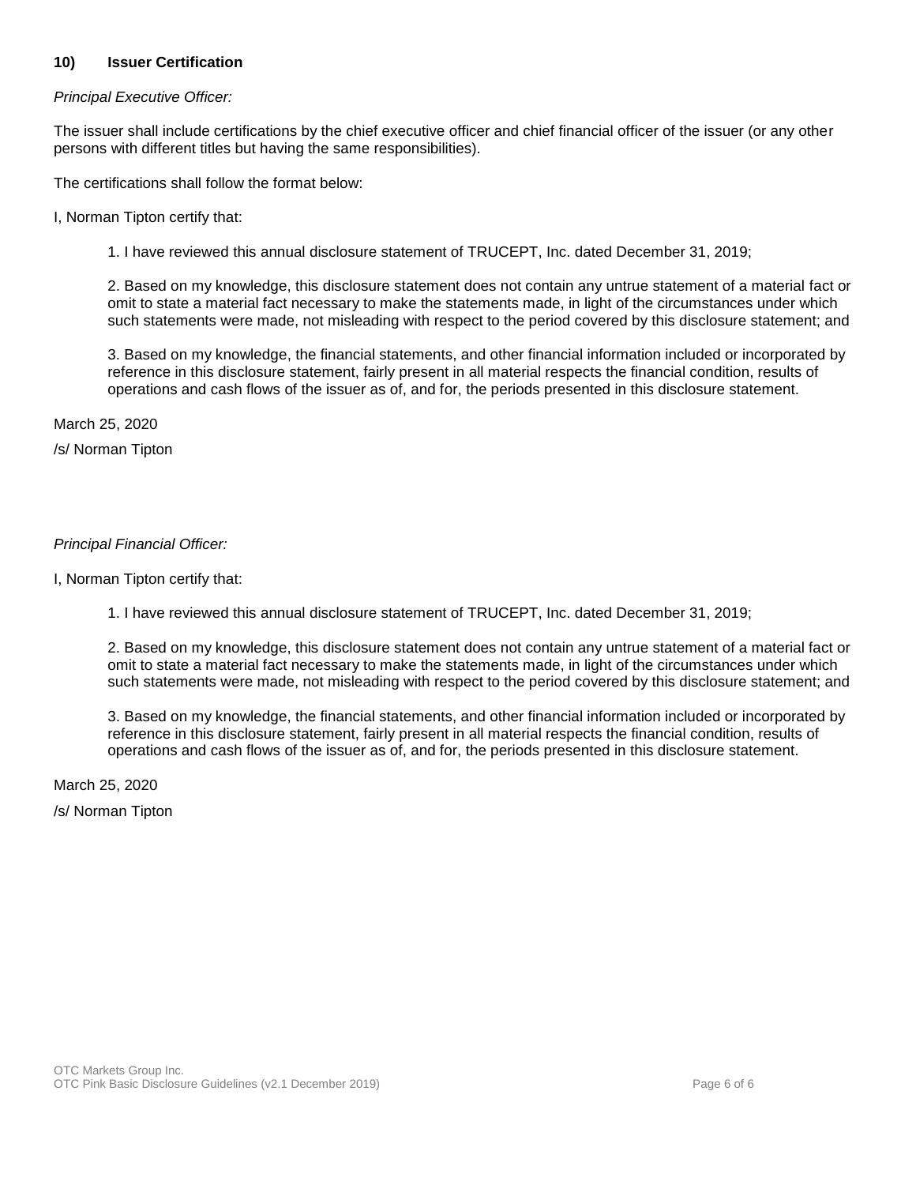### 10) Issuer Certification

*Principal Executive Officer:*

The issuer shall include certifications by the chief executive officer and chief financial officer of the issuer (or any other persons with different titles but having the same responsibilities).

The certifications shall follow the format below:

I, Norman Tipton certify that:

1. I have reviewed this annual disclosure statement of TRUCEPT, Inc. dated December 31, 2019;

2. Based on my knowledge, this disclosure statement does not contain any untrue statement of a material fact or omit to state a material fact necessary to make the statements made, in light of the circumstances under which such statements were made, not misleading with respect to the period covered by this disclosure statement; and

3. Based on my knowledge, the financial statements, and other financial information included or incorporated by reference in this disclosure statement, fairly present in all material respects the financial condition, results of operations and cash flows of the issuer as of, and for, the periods presented in this disclosure statement.

March 25, 2020

/s/ Norman Tipton

*Principal Financial Officer:*

I, Norman Tipton certify that:

1. I have reviewed this annual disclosure statement of TRUCEPT, Inc. dated December 31, 2019;

2. Based on my knowledge, this disclosure statement does not contain any untrue statement of a material fact or omit to state a material fact necessary to make the statements made, in light of the circumstances under which such statements were made, not misleading with respect to the period covered by this disclosure statement; and

3. Based on my knowledge, the financial statements, and other financial information included or incorporated by reference in this disclosure statement, fairly present in all material respects the financial condition, results of operations and cash flows of the issuer as of, and for, the periods presented in this disclosure statement.

March 25, 2020

/s/ Norman Tipton